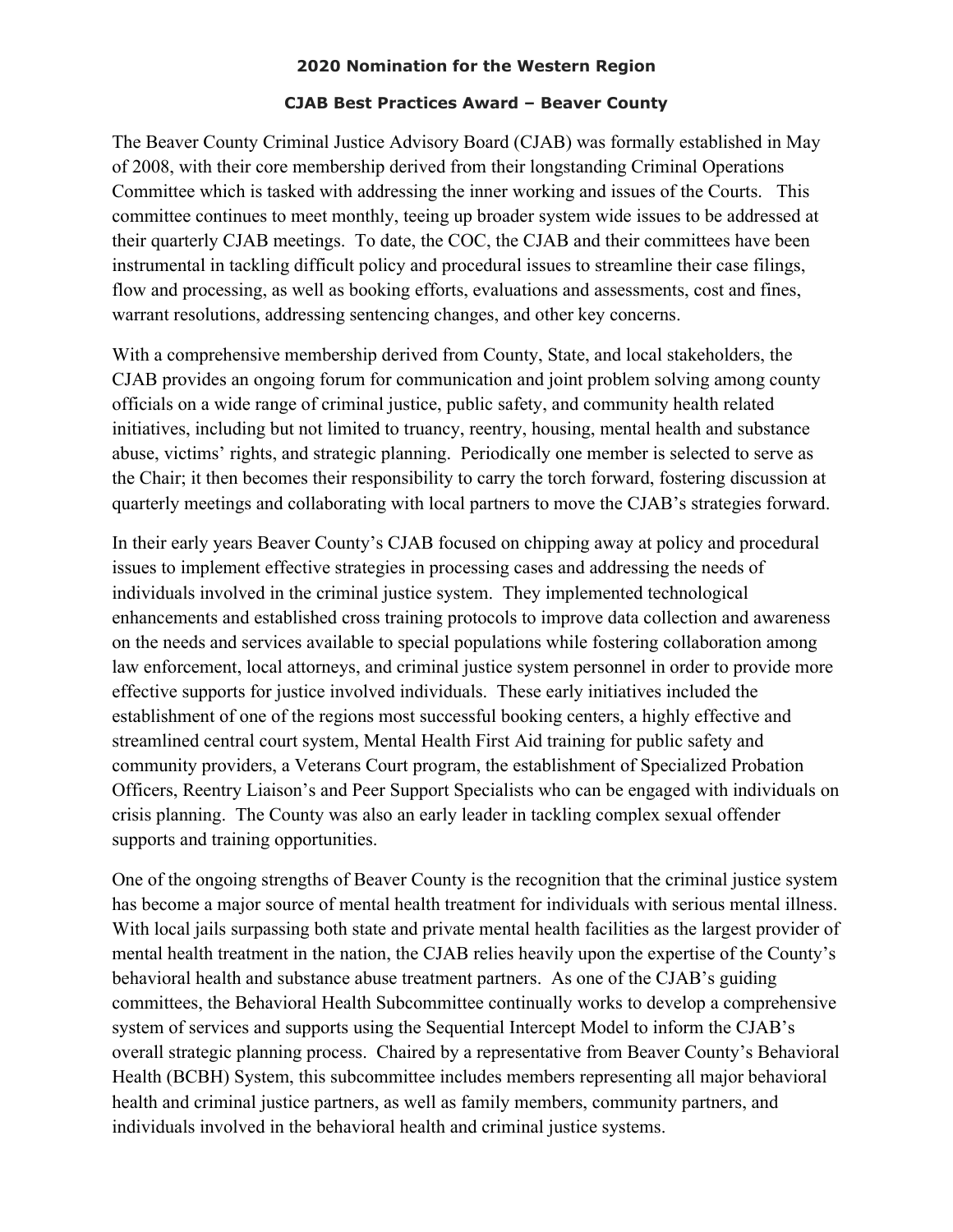**2020 Nomination for the Western Region**

**CJAB Best Practices Award – Beaver County**

The Beaver County Criminal Justice Advisory Board (CJAB) was formally established in May of 2008, with their core membership derived from their longstanding Criminal Operations Committee which is tasked with addressing the inner working and issues of the Courts. This committee continues to meet monthly, teeing up broader system wide issues to be addressed at their quarterly CJAB meetings. To date, the COC, the CJAB and their committees have been instrumental in tackling difficult policy and procedural issues to streamline their case filings, flow and processing, as well as booking efforts, evaluations and assessments, cost and fines, warrant resolutions, addressing sentencing changes, and other key concerns.

With a comprehensive membership derived from County, State, and local stakeholders, the CJAB provides an ongoing forum for communication and joint problem solving among county officials on a wide range of criminal justice, public safety, and community health related initiatives, including but not limited to truancy, reentry, housing, mental health and substance abuse, victims' rights, and strategic planning. Periodically one member is selected to serve as the Chair; it then becomes their responsibility to carry the torch forward, fostering discussion at quarterly meetings and collaborating with local partners to move the CJAB's strategies forward.

In their early years Beaver County's CJAB focused on chipping away at policy and procedural issues to implement effective strategies in processing cases and addressing the needs of individuals involved in the criminal justice system. They implemented technological enhancements and established cross training protocols to improve data collection and awareness on the needs and services available to special populations while fostering collaboration among law enforcement, local attorneys, and criminal justice system personnel in order to provide more effective supports for justice involved individuals. These early initiatives included the establishment of one of the regions most successful booking centers, a highly effective and streamlined central court system, Mental Health First Aid training for public safety and community providers, a Veterans Court program, the establishment of Specialized Probation Officers, Reentry Liaison's and Peer Support Specialists who can be engaged with individuals on crisis planning. The County was also an early leader in tackling complex sexual offender supports and training opportunities.

One of the ongoing strengths of Beaver County is the recognition that the criminal justice system has become a major source of mental health treatment for individuals with serious mental illness. With local jails surpassing both state and private mental health facilities as the largest provider of mental health treatment in the nation, the CJAB relies heavily upon the expertise of the County's behavioral health and substance abuse treatment partners. As one of the CJAB's guiding committees, the Behavioral Health Subcommittee continually works to develop a comprehensive system of services and supports using the Sequential Intercept Model to inform the CJAB's overall strategic planning process. Chaired by a representative from Beaver County's Behavioral Health (BCBH) System, this subcommittee includes members representing all major behavioral health and criminal justice partners, as well as family members, community partners, and individuals involved in the behavioral health and criminal justice systems.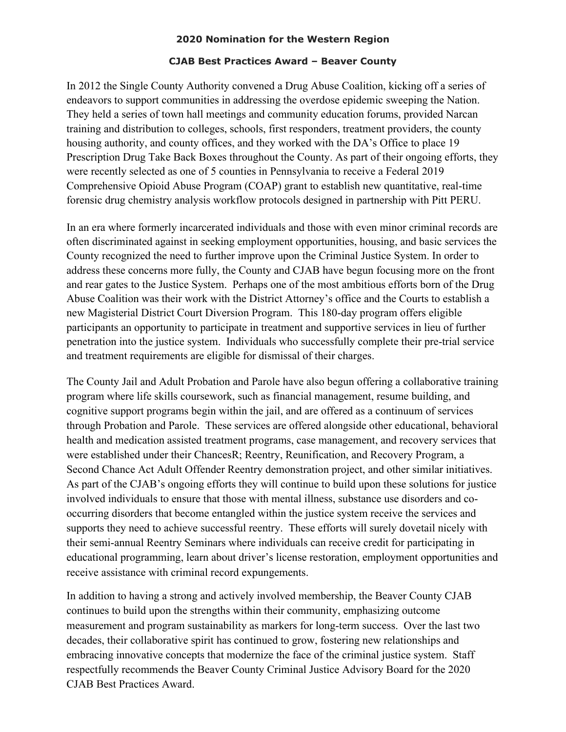**2020 Nomination for the Western Region**

**CJAB Best Practices Award – Beaver County**

In 2012 the Single County Authority convened a Drug Abuse Coalition, kicking off a series of endeavors to support communities in addressing the overdose epidemic sweeping the Nation. They held a series of town hall meetings and community education forums, provided Narcan training and distribution to colleges, schools, first responders, treatment providers, the county housing authority, and county offices, and they worked with the DA's Office to place 19 Prescription Drug Take Back Boxes throughout the County. As part of their ongoing efforts, they were recently selected as one of 5 counties in Pennsylvania to receive a Federal 2019 Comprehensive Opioid Abuse Program (COAP) grant to establish new quantitative, real-time forensic drug chemistry analysis workflow protocols designed in partnership with Pitt PERU.

In an era where formerly incarcerated individuals and those with even minor criminal records are often discriminated against in seeking employment opportunities, housing, and basic services the County recognized the need to further improve upon the Criminal Justice System. In order to address these concerns more fully, the County and CJAB have begun focusing more on the front and rear gates to the Justice System. Perhaps one of the most ambitious efforts born of the Drug Abuse Coalition was their work with the District Attorney's office and the Courts to establish a new Magisterial District Court Diversion Program. This 180-day program offers eligible participants an opportunity to participate in treatment and supportive services in lieu of further penetration into the justice system. Individuals who successfully complete their pre-trial service and treatment requirements are eligible for dismissal of their charges.

The County Jail and Adult Probation and Parole have also begun offering a collaborative training program where life skills coursework, such as financial management, resume building, and cognitive support programs begin within the jail, and are offered as a continuum of services through Probation and Parole. These services are offered alongside other educational, behavioral health and medication assisted treatment programs, case management, and recovery services that were established under their ChancesR; Reentry, Reunification, and Recovery Program, a Second Chance Act Adult Offender Reentry demonstration project, and other similar initiatives. As part of the CJAB's ongoing efforts they will continue to build upon these solutions for justice involved individuals to ensure that those with mental illness, substance use disorders and co-occurring disorders that become entangled within the justice system receive the services and supports they need to achieve successful reentry. These efforts will surely dovetail nicely with their semi-annual Reentry Seminars where individuals can receive credit for participating in educational programming, learn about driver's license restoration, employment opportunities and receive assistance with criminal record expungements.

In addition to having a strong and actively involved membership, the Beaver County CJAB continues to build upon the strengths within their community, emphasizing outcome measurement and program sustainability as markers for long-term success. Over the last two decades, their collaborative spirit has continued to grow, fostering new relationships and embracing innovative concepts that modernize the face of the criminal justice system. Staff respectfully recommends the Beaver County Criminal Justice Advisory Board for the 2020 CJAB Best Practices Award.